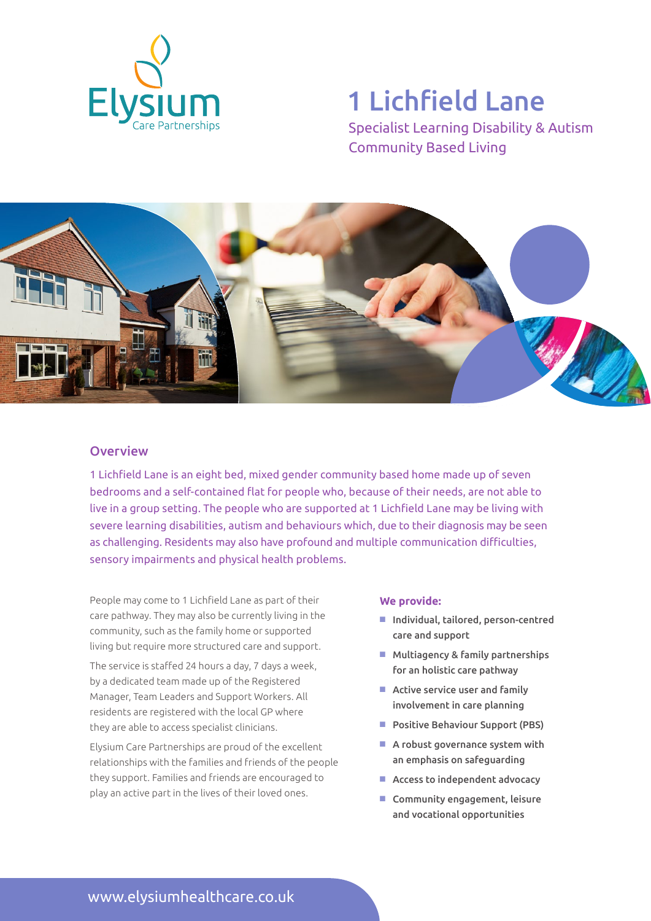Elysium Care Partnerships

# 1 Lichfield Lane

Specialist Learning Disability & Autism Community Based Living

## Overview

1 Lichfield Lane is an eight bed, mixed gender community based home made up of seven bedrooms and a self-contained flat for people who, because of their needs, are not able to live in a group setting. The people who are supported at 1 Lichfield Lane may be living with severe learning disabilities, autism and behaviours which, due to their diagnosis may be seen as challenging. Residents may also have profound and multiple communication difficulties, sensory impairments and physical health problems.

People may come to 1 Lichfield Lane as part of their care pathway. They may also be currently living in the community, such as the family home or supported living but require more structured care and support.

The service is staffed 24 hours a day, 7 days a week, by a dedicated team made up of the Registered Manager, Team Leaders and Support Workers. All residents are registered with the local GP where they are able to access specialist clinicians.

Elysium Care Partnerships are proud of the excellent relationships with the families and friends of the people they support. Families and friends are encouraged to play an active part in the lives of their loved ones.

**We provide:**

- Individual, tailored, person-centred care and support
- Multiagency & family partnerships for an holistic care pathway
- Active service user and family involvement in care planning
- Positive Behaviour Support (PBS)
- A robust governance system with an emphasis on safeguarding
- Access to independent advocacy
- Community engagement, leisure and vocational opportunities

www.elysiumhealthcare.co.uk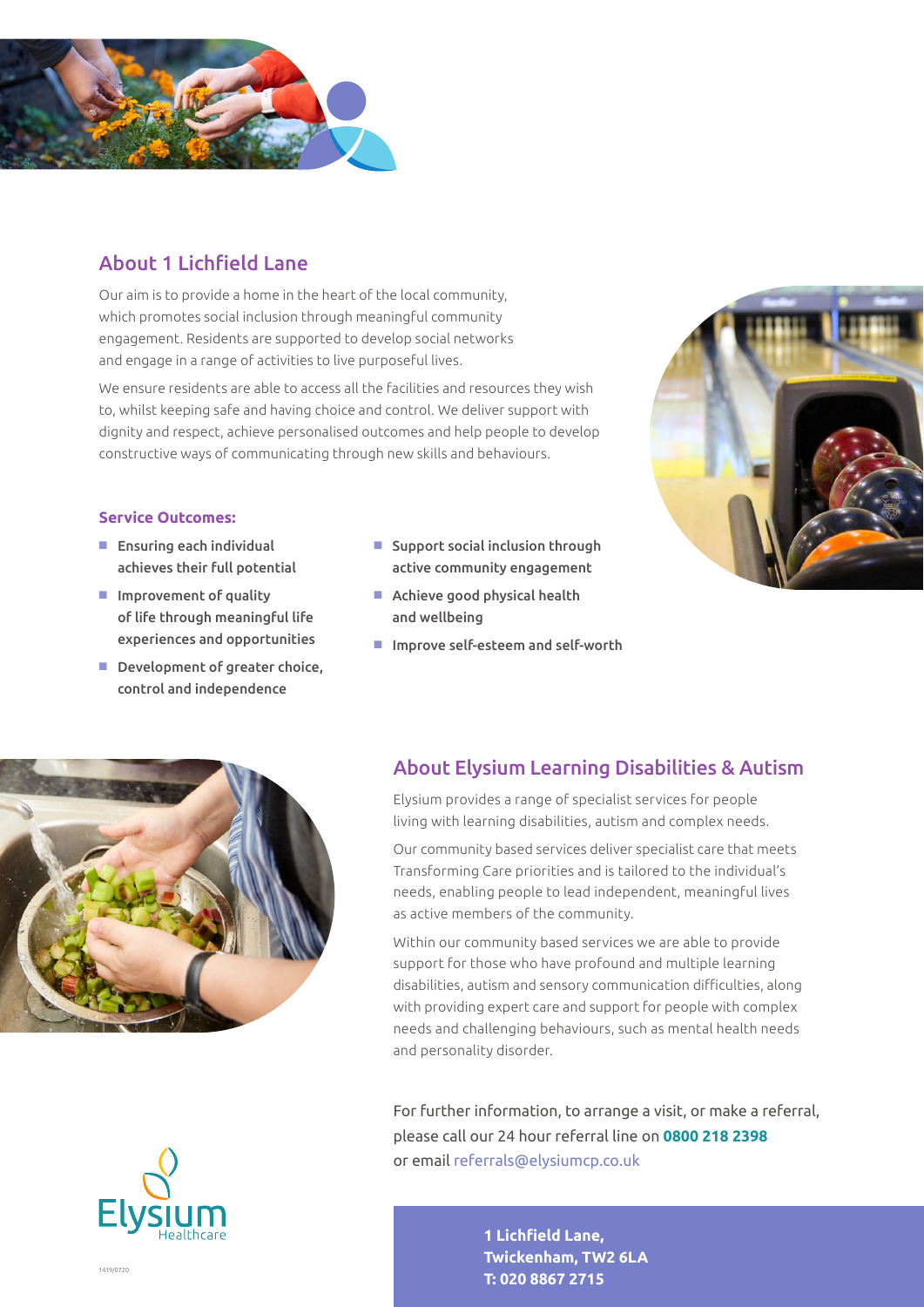## About 1 Lichfield Lane

Our aim is to provide a home in the heart of the local community, which promotes social inclusion through meaningful community engagement. Residents are supported to develop social networks and engage in a range of activities to live purposeful lives.

We ensure residents are able to access all the facilities and resources they wish to, whilst keeping safe and having choice and control. We deliver support with dignity and respect, achieve personalised outcomes and help people to develop constructive ways of communicating through new skills and behaviours.

**Service Outcomes:**

- Ensuring each individual achieves their full potential
- Improvement of quality of life through meaningful life experiences and opportunities
- Development of greater choice, control and independence
- Support social inclusion through active community engagement
- Achieve good physical health and wellbeing
- Improve self-esteem and self-worth

## About Elysium Learning Disabilities & Autism

Elysium provides a range of specialist services for people living with learning disabilities, autism and complex needs.

Our community based services deliver specialist care that meets Transforming Care priorities and is tailored to the individual's needs, enabling people to lead independent, meaningful lives as active members of the community.

Within our community based services we are able to provide support for those who have profound and multiple learning disabilities, autism and sensory communication difficulties, along with providing expert care and support for people with complex needs and challenging behaviours, such as mental health needs and personality disorder.

For further information, to arrange a visit, or make a referral, please call our 24 hour referral line on **0800 218 2398** or email referrals@elysiumcp.co.uk

Elysium Healthcare

**1 Lichfield Lane,**
**Twickenham, TW2 6LA**
**T: 020 8867 2715**

1419/0720